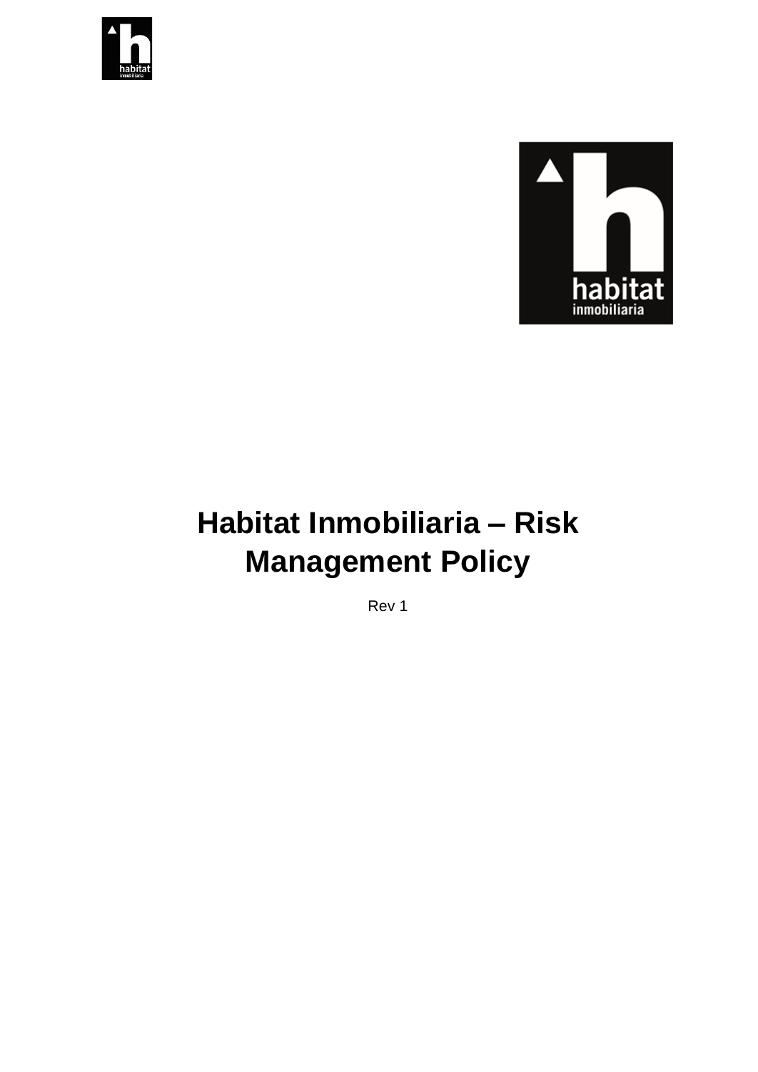# Habitat Inmobiliaria – Risk Management Policy

Rev 1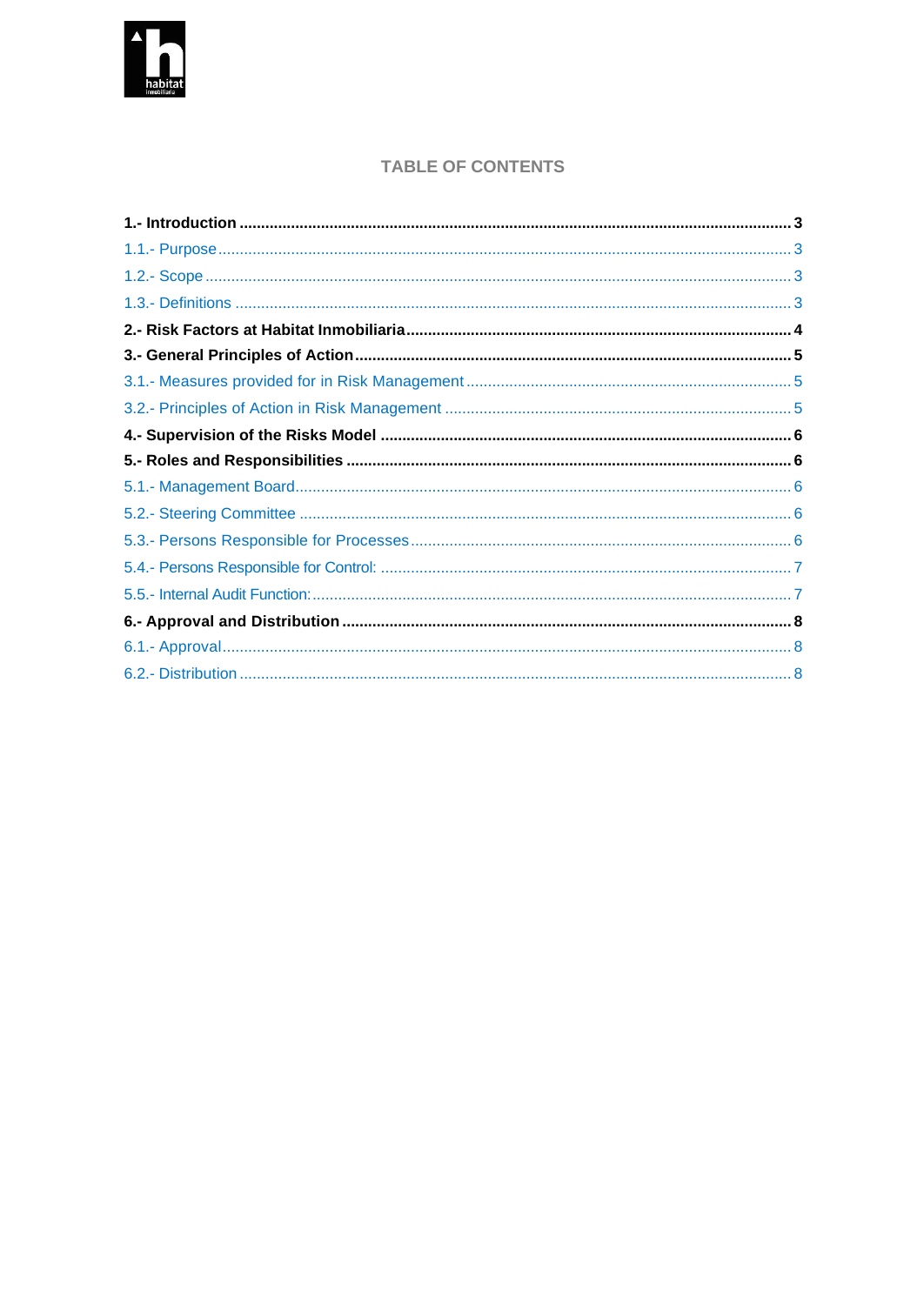## TABLE OF CONTENTS

**1.- Introduction** ........ **3**

1.1.- Purpose ........ 3

1.2.- Scope ........ 3

1.3.- Definitions ........ 3

**2.- Risk Factors at Habitat Inmobiliaria** ........ **4**

**3.- General Principles of Action** ........ **5**

3.1.- Measures provided for in Risk Management ........ 5

3.2.- Principles of Action in Risk Management ........ 5

**4.- Supervision of the Risks Model** ........ **6**

**5.- Roles and Responsibilities** ........ **6**

5.1.- Management Board ........ 6

5.2.- Steering Committee ........ 6

5.3.- Persons Responsible for Processes ........ 6

5.4.- Persons Responsible for Control: ........ 7

5.5.- Internal Audit Function: ........ 7

**6.- Approval and Distribution** ........ **8**

6.1.- Approval ........ 8

6.2.- Distribution ........ 8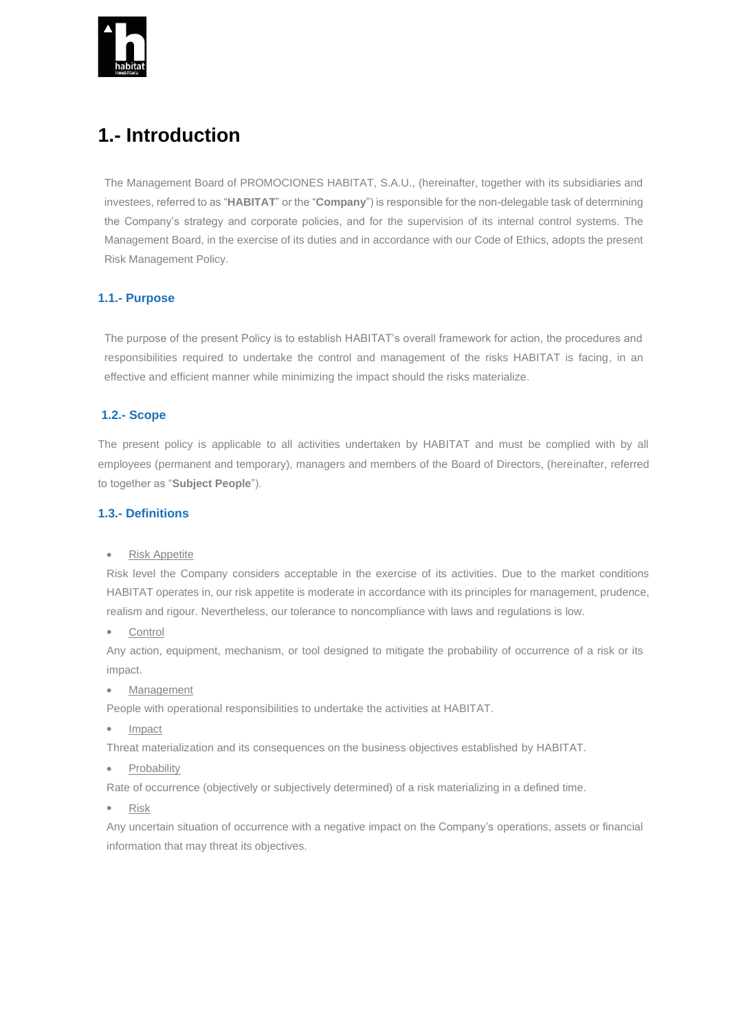# 1.- Introduction

The Management Board of PROMOCIONES HABITAT, S.A.U., (hereinafter, together with its subsidiaries and investees, referred to as "**HABITAT**" or the "**Company**") is responsible for the non-delegable task of determining the Company's strategy and corporate policies, and for the supervision of its internal control systems. The Management Board, in the exercise of its duties and in accordance with our Code of Ethics, adopts the present Risk Management Policy.

## 1.1.- Purpose

The purpose of the present Policy is to establish HABITAT's overall framework for action, the procedures and responsibilities required to undertake the control and management of the risks HABITAT is facing, in an effective and efficient manner while minimizing the impact should the risks materialize.

## 1.2.- Scope

The present policy is applicable to all activities undertaken by HABITAT and must be complied with by all employees (permanent and temporary), managers and members of the Board of Directors, (hereinafter, referred to together as "**Subject People**").

## 1.3.- Definitions

- Risk Appetite

Risk level the Company considers acceptable in the exercise of its activities. Due to the market conditions HABITAT operates in, our risk appetite is moderate in accordance with its principles for management, prudence, realism and rigour. Nevertheless, our tolerance to noncompliance with laws and regulations is low.

- Control

Any action, equipment, mechanism, or tool designed to mitigate the probability of occurrence of a risk or its impact.

- Management

People with operational responsibilities to undertake the activities at HABITAT.

- Impact

Threat materialization and its consequences on the business objectives established by HABITAT.

- Probability

Rate of occurrence (objectively or subjectively determined) of a risk materializing in a defined time.

- Risk

Any uncertain situation of occurrence with a negative impact on the Company's operations, assets or financial information that may threat its objectives.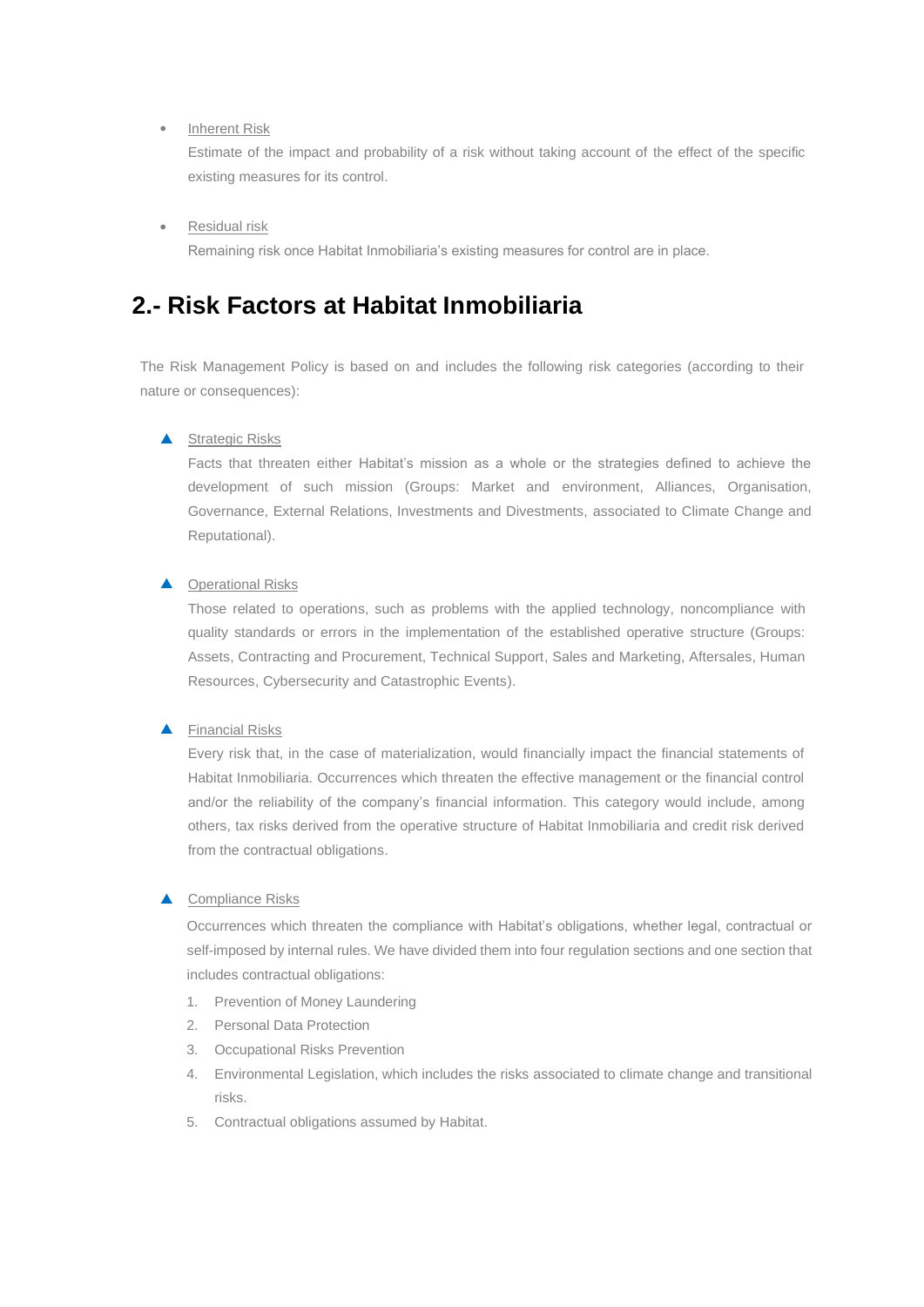- Inherent Risk

  Estimate of the impact and probability of a risk without taking account of the effect of the specific existing measures for its control.

- Residual risk

  Remaining risk once Habitat Inmobiliaria's existing measures for control are in place.

## 2.- Risk Factors at Habitat Inmobiliaria

The Risk Management Policy is based on and includes the following risk categories (according to their nature or consequences):

- Strategic Risks

  Facts that threaten either Habitat's mission as a whole or the strategies defined to achieve the development of such mission (Groups: Market and environment, Alliances, Organisation, Governance, External Relations, Investments and Divestments, associated to Climate Change and Reputational).

- Operational Risks

  Those related to operations, such as problems with the applied technology, noncompliance with quality standards or errors in the implementation of the established operative structure (Groups: Assets, Contracting and Procurement, Technical Support, Sales and Marketing, Aftersales, Human Resources, Cybersecurity and Catastrophic Events).

- Financial Risks

  Every risk that, in the case of materialization, would financially impact the financial statements of Habitat Inmobiliaria. Occurrences which threaten the effective management or the financial control and/or the reliability of the company's financial information. This category would include, among others, tax risks derived from the operative structure of Habitat Inmobiliaria and credit risk derived from the contractual obligations.

- Compliance Risks

  Occurrences which threaten the compliance with Habitat's obligations, whether legal, contractual or self-imposed by internal rules. We have divided them into four regulation sections and one section that includes contractual obligations:

  1. Prevention of Money Laundering
  2. Personal Data Protection
  3. Occupational Risks Prevention
  4. Environmental Legislation, which includes the risks associated to climate change and transitional risks.
  5. Contractual obligations assumed by Habitat.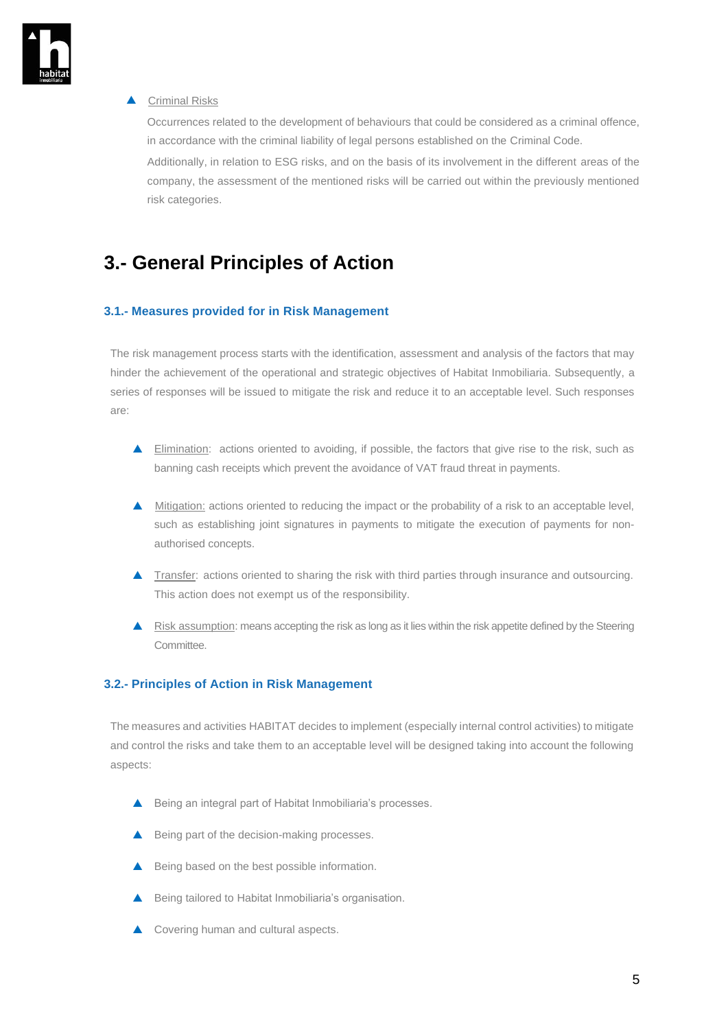- Criminal Risks

  Occurrences related to the development of behaviours that could be considered as a criminal offence, in accordance with the criminal liability of legal persons established on the Criminal Code.

  Additionally, in relation to ESG risks, and on the basis of its involvement in the different areas of the company, the assessment of the mentioned risks will be carried out within the previously mentioned risk categories.

# 3.- General Principles of Action

## 3.1.- Measures provided for in Risk Management

The risk management process starts with the identification, assessment and analysis of the factors that may hinder the achievement of the operational and strategic objectives of Habitat Inmobiliaria. Subsequently, a series of responses will be issued to mitigate the risk and reduce it to an acceptable level. Such responses are:

- Elimination: actions oriented to avoiding, if possible, the factors that give rise to the risk, such as banning cash receipts which prevent the avoidance of VAT fraud threat in payments.
- Mitigation: actions oriented to reducing the impact or the probability of a risk to an acceptable level, such as establishing joint signatures in payments to mitigate the execution of payments for non-authorised concepts.
- Transfer: actions oriented to sharing the risk with third parties through insurance and outsourcing. This action does not exempt us of the responsibility.
- Risk assumption: means accepting the risk as long as it lies within the risk appetite defined by the Steering Committee.

## 3.2.- Principles of Action in Risk Management

The measures and activities HABITAT decides to implement (especially internal control activities) to mitigate and control the risks and take them to an acceptable level will be designed taking into account the following aspects:

- Being an integral part of Habitat Inmobiliaria's processes.
- Being part of the decision-making processes.
- Being based on the best possible information.
- Being tailored to Habitat Inmobiliaria's organisation.
- Covering human and cultural aspects.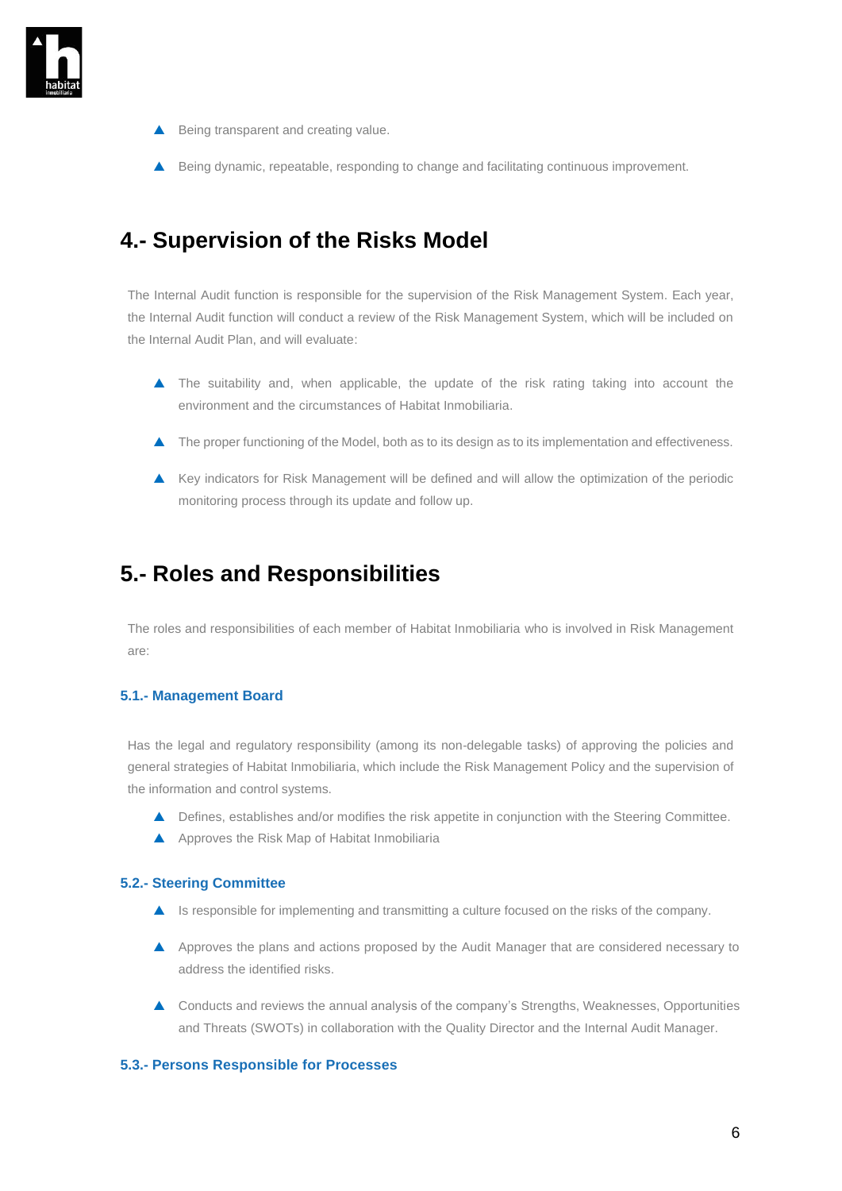- Being transparent and creating value.
- Being dynamic, repeatable, responding to change and facilitating continuous improvement.

## 4.- Supervision of the Risks Model

The Internal Audit function is responsible for the supervision of the Risk Management System. Each year, the Internal Audit function will conduct a review of the Risk Management System, which will be included on the Internal Audit Plan, and will evaluate:

- The suitability and, when applicable, the update of the risk rating taking into account the environment and the circumstances of Habitat Inmobiliaria.
- The proper functioning of the Model, both as to its design as to its implementation and effectiveness.
- Key indicators for Risk Management will be defined and will allow the optimization of the periodic monitoring process through its update and follow up.

## 5.- Roles and Responsibilities

The roles and responsibilities of each member of Habitat Inmobiliaria who is involved in Risk Management are:

### 5.1.- Management Board

Has the legal and regulatory responsibility (among its non-delegable tasks) of approving the policies and general strategies of Habitat Inmobiliaria, which include the Risk Management Policy and the supervision of the information and control systems.

- Defines, establishes and/or modifies the risk appetite in conjunction with the Steering Committee.
- Approves the Risk Map of Habitat Inmobiliaria

### 5.2.- Steering Committee

- Is responsible for implementing and transmitting a culture focused on the risks of the company.
- Approves the plans and actions proposed by the Audit Manager that are considered necessary to address the identified risks.
- Conducts and reviews the annual analysis of the company's Strengths, Weaknesses, Opportunities and Threats (SWOTs) in collaboration with the Quality Director and the Internal Audit Manager.

### 5.3.- Persons Responsible for Processes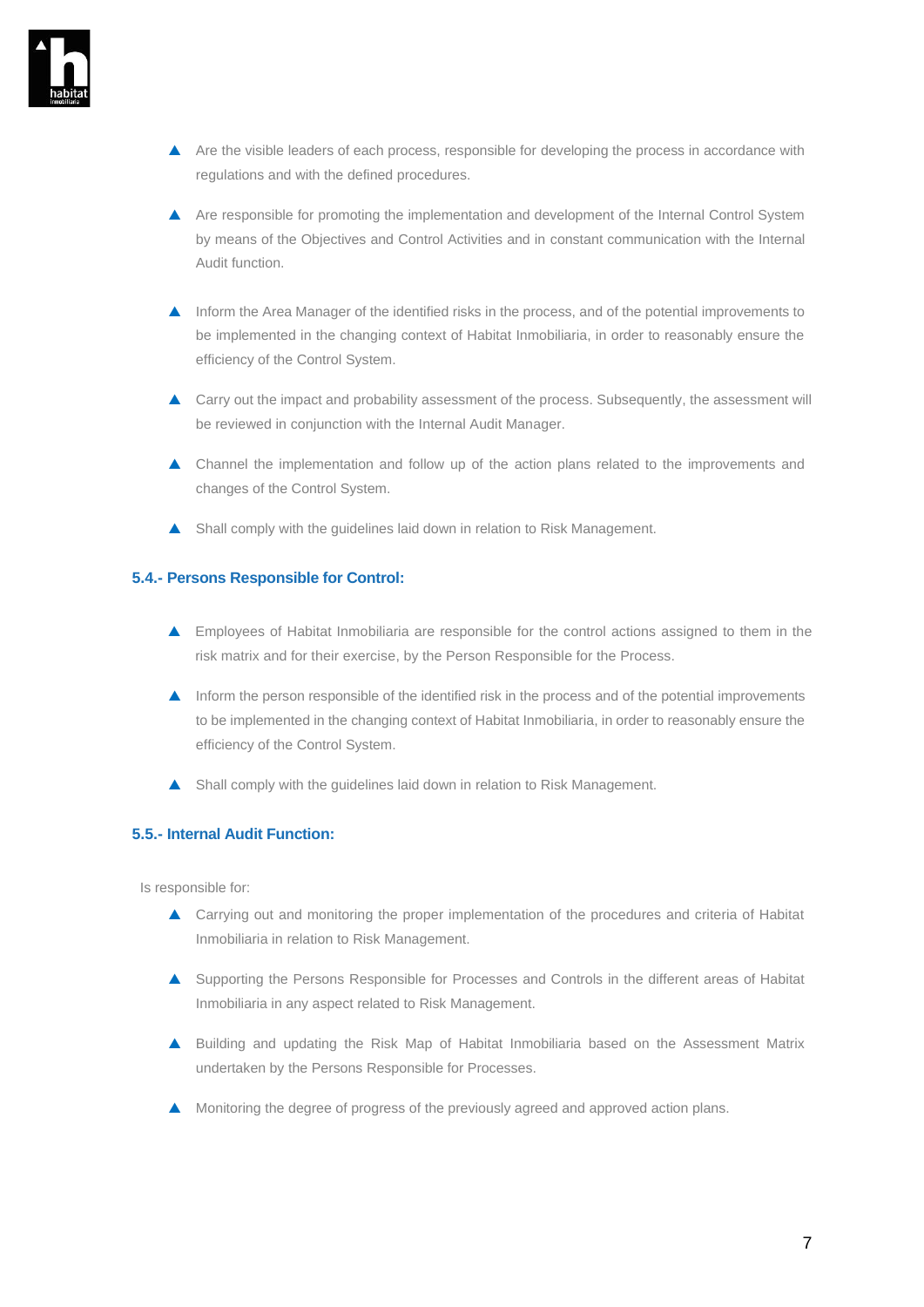- Are the visible leaders of each process, responsible for developing the process in accordance with regulations and with the defined procedures.
- Are responsible for promoting the implementation and development of the Internal Control System by means of the Objectives and Control Activities and in constant communication with the Internal Audit function.
- Inform the Area Manager of the identified risks in the process, and of the potential improvements to be implemented in the changing context of Habitat Inmobiliaria, in order to reasonably ensure the efficiency of the Control System.
- Carry out the impact and probability assessment of the process. Subsequently, the assessment will be reviewed in conjunction with the Internal Audit Manager.
- Channel the implementation and follow up of the action plans related to the improvements and changes of the Control System.
- Shall comply with the guidelines laid down in relation to Risk Management.

### 5.4.- Persons Responsible for Control:

- Employees of Habitat Inmobiliaria are responsible for the control actions assigned to them in the risk matrix and for their exercise, by the Person Responsible for the Process.
- Inform the person responsible of the identified risk in the process and of the potential improvements to be implemented in the changing context of Habitat Inmobiliaria, in order to reasonably ensure the efficiency of the Control System.
- Shall comply with the guidelines laid down in relation to Risk Management.

### 5.5.- Internal Audit Function:

Is responsible for:

- Carrying out and monitoring the proper implementation of the procedures and criteria of Habitat Inmobiliaria in relation to Risk Management.
- Supporting the Persons Responsible for Processes and Controls in the different areas of Habitat Inmobiliaria in any aspect related to Risk Management.
- Building and updating the Risk Map of Habitat Inmobiliaria based on the Assessment Matrix undertaken by the Persons Responsible for Processes.
- Monitoring the degree of progress of the previously agreed and approved action plans.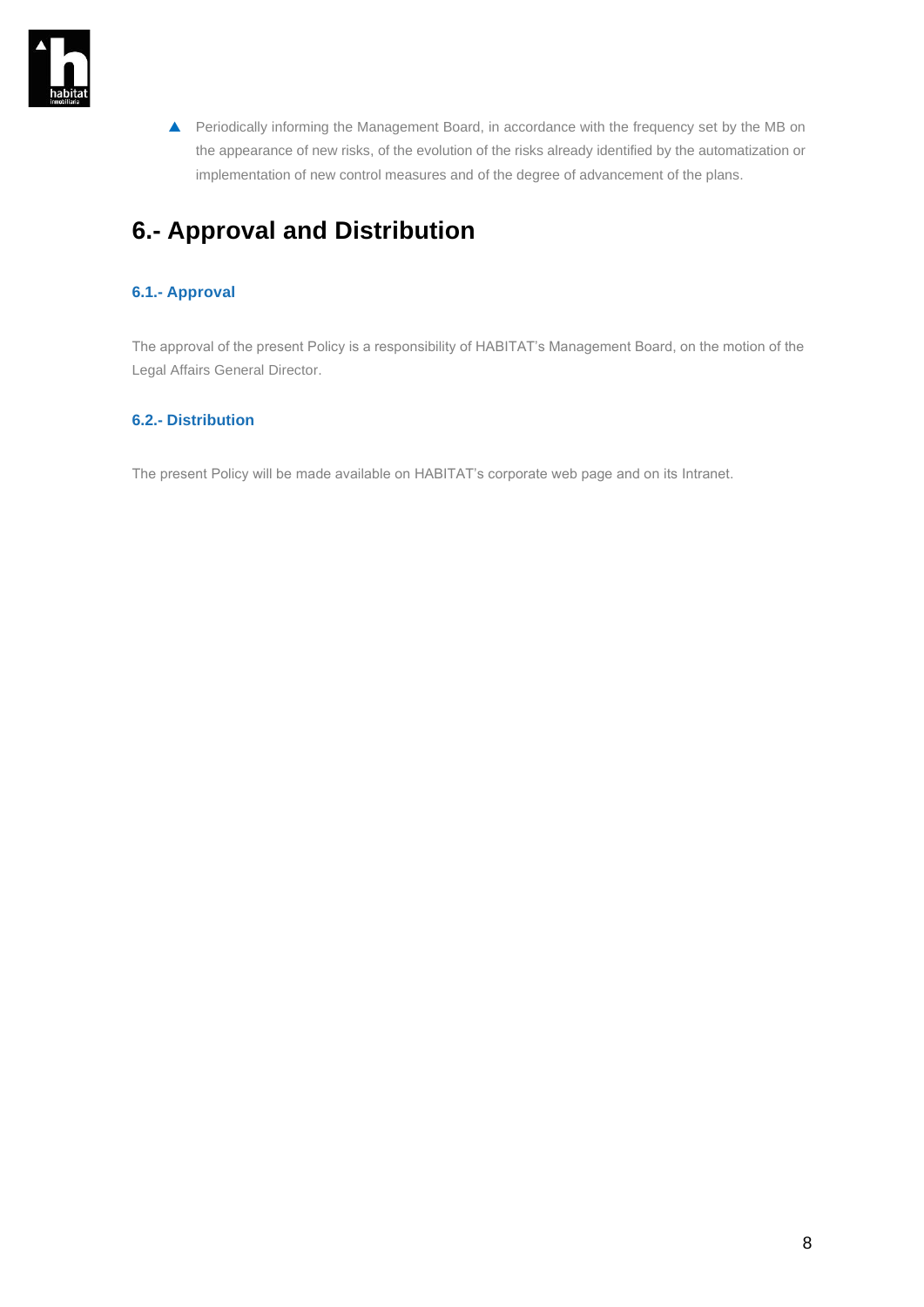- Periodically informing the Management Board, in accordance with the frequency set by the MB on the appearance of new risks, of the evolution of the risks already identified by the automatization or implementation of new control measures and of the degree of advancement of the plans.

# 6.- Approval and Distribution

### 6.1.- Approval

The approval of the present Policy is a responsibility of HABITAT's Management Board, on the motion of the Legal Affairs General Director.

### 6.2.- Distribution

The present Policy will be made available on HABITAT's corporate web page and on its Intranet.